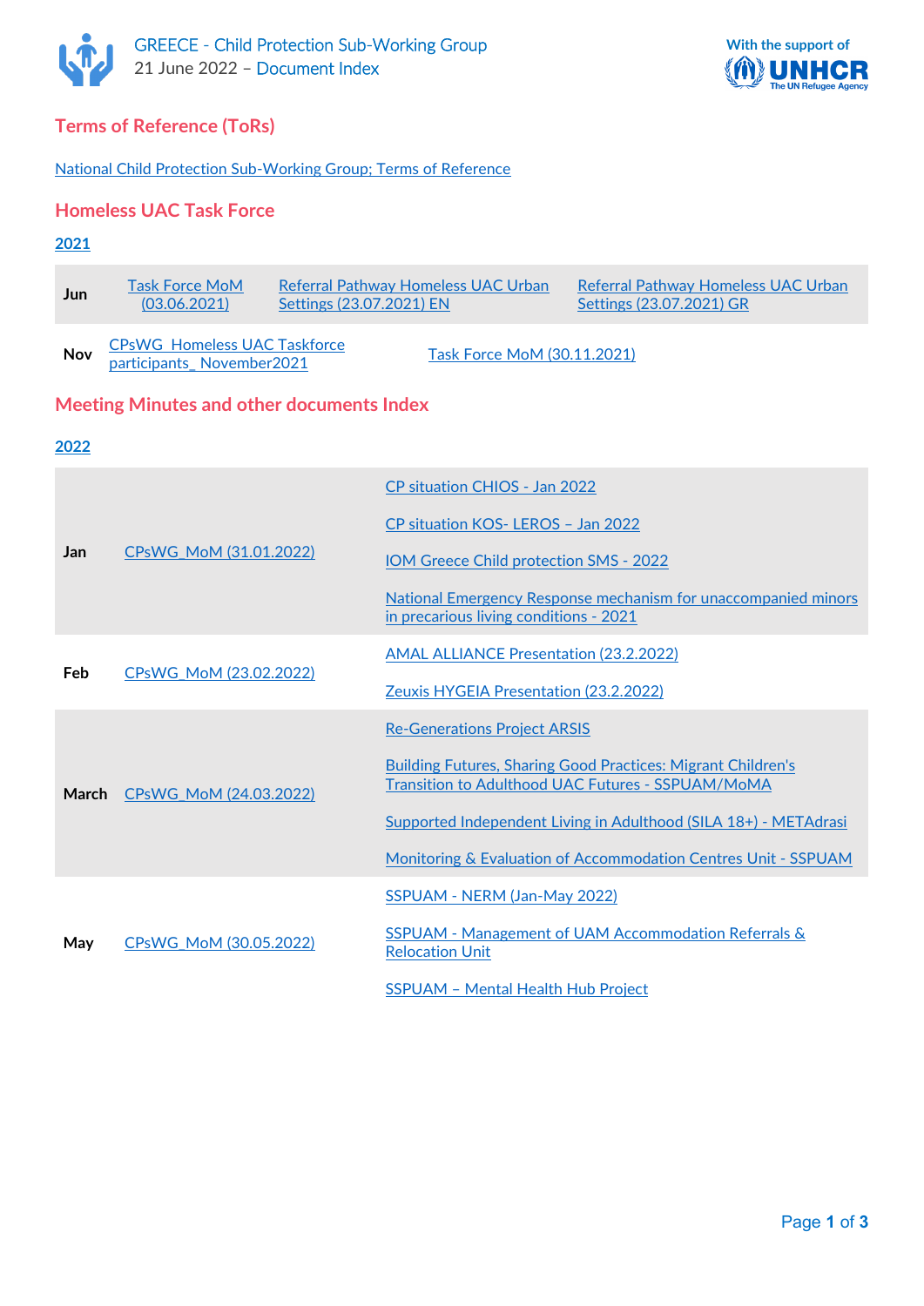GREECE - Child Protection Sub-Working Group
21 June 2022 – Document Index

With the support of UNHCR The UN Refugee Agency

## Terms of Reference (ToRs)

National Child Protection Sub-Working Group; Terms of Reference

## Homeless UAC Task Force

### 2021

| | | | |
|---|---|---|---|
| **Jun** | Task Force MoM (03.06.2021) | Referral Pathway Homeless UAC Urban Settings (23.07.2021) EN | Referral Pathway Homeless UAC Urban Settings (23.07.2021) GR |
| **Nov** | CPsWG_Homeless UAC Taskforce participants_ November2021 | Task Force MoM (30.11.2021) | |

## Meeting Minutes and other documents Index

### 2022

| | | |
|---|---|---|
| **Jan** | CPsWG_MoM (31.01.2022) | CP situation CHIOS - Jan 2022<br>CP situation KOS- LEROS – Jan 2022<br>IOM Greece Child protection SMS - 2022<br>National Emergency Response mechanism for unaccompanied minors in precarious living conditions - 2021 |
| **Feb** | CPsWG_MoM (23.02.2022) | AMAL ALLIANCE Presentation (23.2.2022)<br>Zeuxis HYGEIA Presentation (23.2.2022) |
| **March** | CPsWG_MoM (24.03.2022) | Re-Generations Project ARSIS<br>Building Futures, Sharing Good Practices: Migrant Children's Transition to Adulthood UAC Futures - SSPUAM/MoMA<br>Supported Independent Living in Adulthood (SILA 18+) - METAdrasi<br>Monitoring & Evaluation of Accommodation Centres Unit - SSPUAM |
| **May** | CPsWG_MoM (30.05.2022) | SSPUAM - NERM (Jan-May 2022)<br>SSPUAM - Management of UAM Accommodation Referrals & Relocation Unit<br>SSPUAM – Mental Health Hub Project |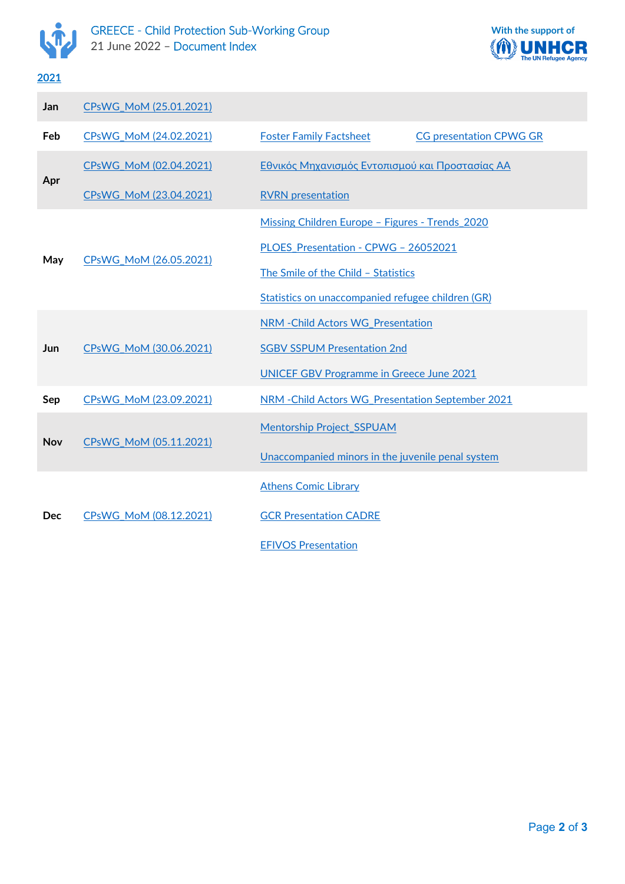2021

| | | | |
|---|---|---|---|
| Jan | CPsWG_MoM (25.01.2021) | | |
| Feb | CPsWG_MoM (24.02.2021) | Foster Family Factsheet | CG presentation CPWG GR |
| Apr | CPsWG_MoM (02.04.2021) | Εθνικός Μηχανισμός Εντοπισμού και Προστασίας ΑΑ | |
| | CPsWG_MoM (23.04.2021) | RVRN presentation | |
| May | CPsWG_MoM (26.05.2021) | Missing Children Europe – Figures - Trends_2020 | |
| | | PLOES_Presentation - CPWG – 26052021 | |
| | | The Smile of the Child – Statistics | |
| | | Statistics on unaccompanied refugee children (GR) | |
| Jun | CPsWG_MoM (30.06.2021) | NRM -Child Actors WG_Presentation | |
| | | SGBV SSPUM Presentation 2nd | |
| | | UNICEF GBV Programme in Greece June 2021 | |
| Sep | CPsWG_MoM (23.09.2021) | NRM -Child Actors WG_Presentation September 2021 | |
| Nov | CPsWG_MoM (05.11.2021) | Mentorship Project_SSPUAM | |
| | | Unaccompanied minors in the juvenile penal system | |
| Dec | CPsWG_MoM (08.12.2021) | Athens Comic Library | |
| | | GCR Presentation CADRE | |
| | | EFIVOS Presentation | |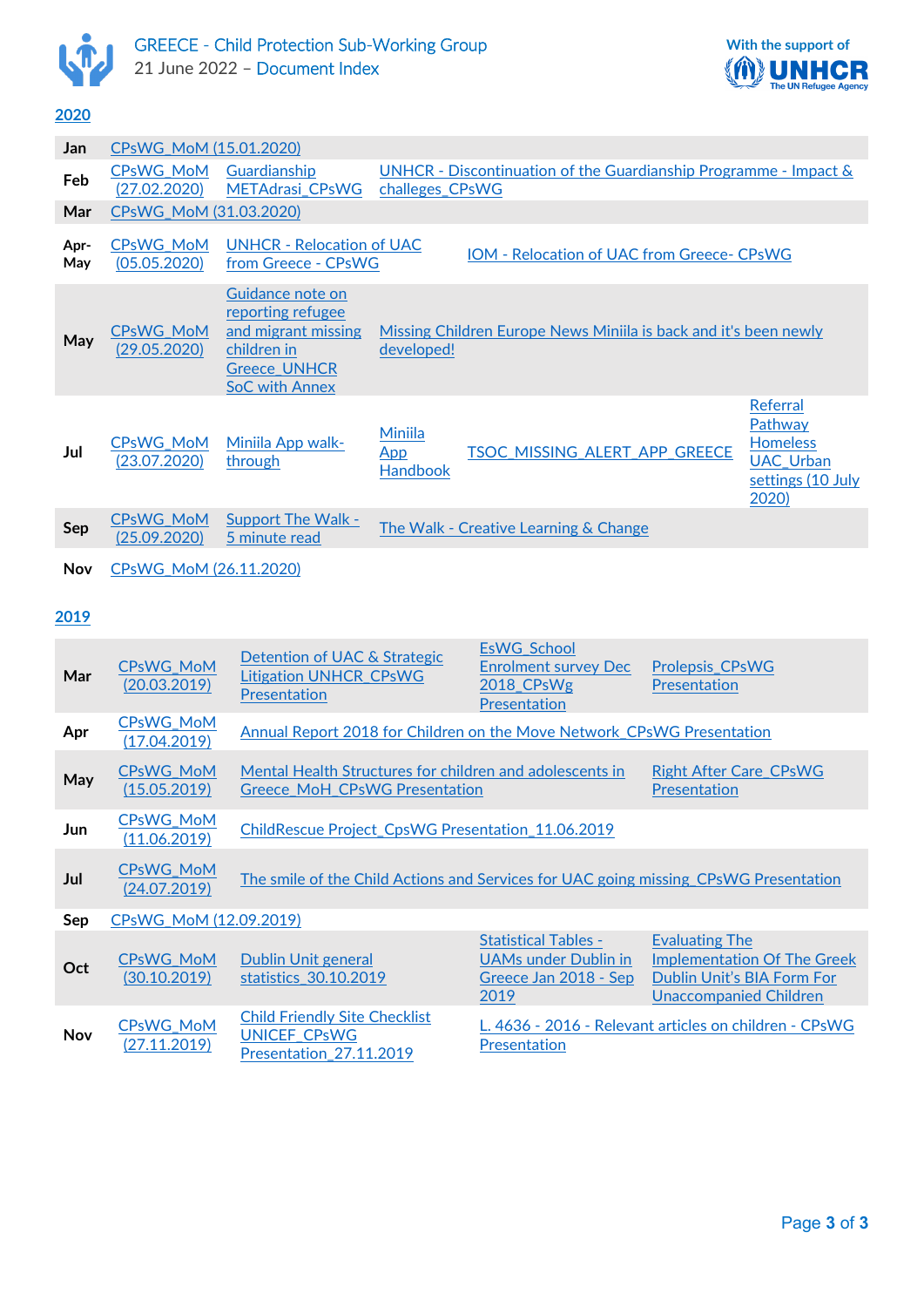GREECE - Child Protection Sub-Working Group
21 June 2022 – Document Index

With the support of UNHCR The UN Refugee Agency

## 2020

| | | | | | |
|---|---|---|---|---|---|
| **Jan** | CPsWG_MoM (15.01.2020) | | | | |
| **Feb** | CPsWG_MoM (27.02.2020) | Guardianship METAdrasi_CPsWG | UNHCR - Discontinuation of the Guardianship Programme - Impact & challeges_CPsWG | | |
| **Mar** | CPsWG_MoM (31.03.2020) | | | | |
| **Apr-May** | CPsWG_MoM (05.05.2020) | UNHCR - Relocation of UAC from Greece - CPsWG | IOM - Relocation of UAC from Greece- CPsWG | | |
| **May** | CPsWG_MoM (29.05.2020) | Guidance note on reporting refugee and migrant missing children in Greece_UNHCR SoC with Annex | Missing Children Europe News Miniila is back and it's been newly developed! | | |
| **Jul** | CPsWG_MoM (23.07.2020) | Miniila App walk-through | Miniila App Handbook | TSOC_MISSING_ALERT_APP_GREECE | Referral Pathway Homeless UAC_Urban settings (10 July 2020) |
| **Sep** | CPsWG_MoM (25.09.2020) | Support The Walk - 5 minute read | The Walk - Creative Learning & Change | | |
| **Nov** | CPsWG_MoM (26.11.2020) | | | | |

## 2019

| | | | | |
|---|---|---|---|---|
| **Mar** | CPsWG_MoM (20.03.2019) | Detention of UAC & Strategic Litigation UNHCR_CPsWG Presentation | EsWG_School Enrolment survey Dec 2018_CPsWg Presentation | Prolepsis_CPsWG Presentation |
| **Apr** | CPsWG_MoM (17.04.2019) | Annual Report 2018 for Children on the Move Network_CPsWG Presentation | | |
| **May** | CPsWG_MoM (15.05.2019) | Mental Health Structures for children and adolescents in Greece_MoH_CPsWG Presentation | | Right After Care_CPsWG Presentation |
| **Jun** | CPsWG_MoM (11.06.2019) | ChildRescue Project_CpsWG Presentation_11.06.2019 | | |
| **Jul** | CPsWG_MoM (24.07.2019) | The smile of the Child Actions and Services for UAC going missing_CPsWG Presentation | | |
| **Sep** | CPsWG_MoM (12.09.2019) | | | |
| **Oct** | CPsWG_MoM (30.10.2019) | Dublin Unit general statistics_30.10.2019 | Statistical Tables - UAMs under Dublin in Greece Jan 2018 - Sep 2019 | Evaluating The Implementation Of The Greek Dublin Unit's BIA Form For Unaccompanied Children |
| **Nov** | CPsWG_MoM (27.11.2019) | Child Friendly Site Checklist UNICEF_CPsWG Presentation_27.11.2019 | L. 4636 - 2016 - Relevant articles on children - CPsWG Presentation | |